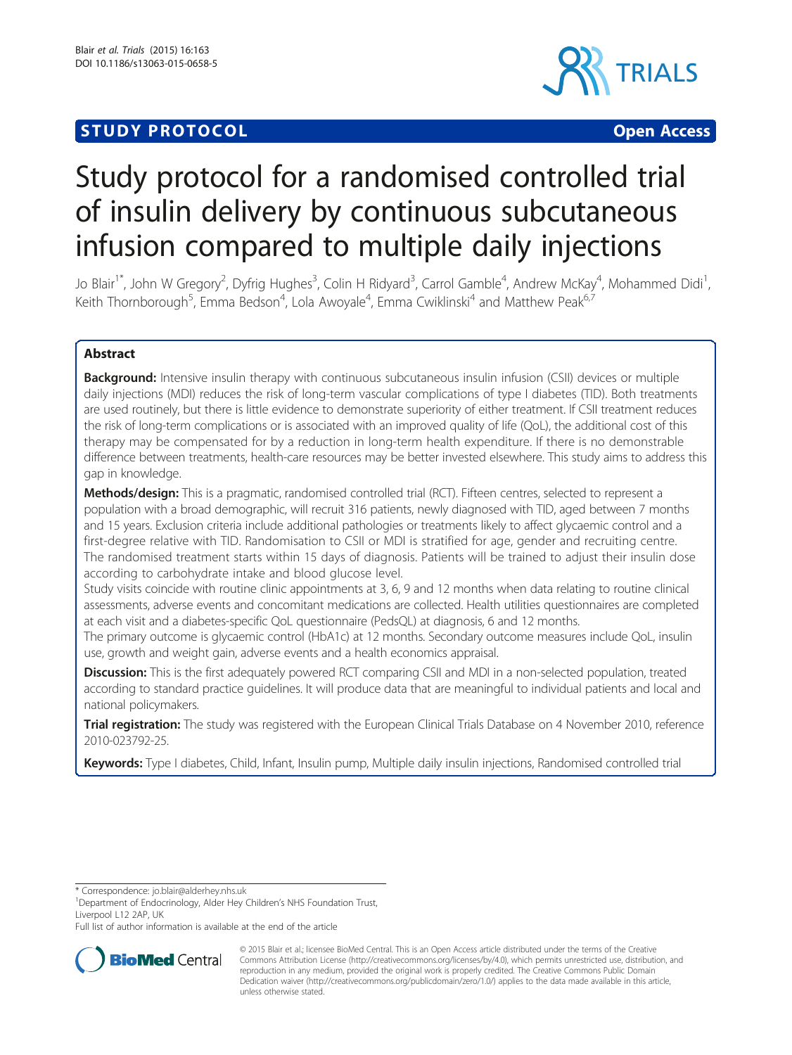**STUDY PROTOCOL** **Open Access**

# Study protocol for a randomised controlled trial of insulin delivery by continuous subcutaneous infusion compared to multiple daily injections

Jo Blair[1*], John W Gregory[2], Dyfrig Hughes[3], Colin H Ridyard[3], Carrol Gamble[4], Andrew McKay[4], Mohammed Didi[1], Keith Thornborough[5], Emma Bedson[4], Lola Awoyale[4], Emma Cwiklinski[4] and Matthew Peak[6,7]

## Abstract

**Background:** Intensive insulin therapy with continuous subcutaneous insulin infusion (CSII) devices or multiple daily injections (MDI) reduces the risk of long-term vascular complications of type I diabetes (TID). Both treatments are used routinely, but there is little evidence to demonstrate superiority of either treatment. If CSII treatment reduces the risk of long-term complications or is associated with an improved quality of life (QoL), the additional cost of this therapy may be compensated for by a reduction in long-term health expenditure. If there is no demonstrable difference between treatments, health-care resources may be better invested elsewhere. This study aims to address this gap in knowledge.

**Methods/design:** This is a pragmatic, randomised controlled trial (RCT). Fifteen centres, selected to represent a population with a broad demographic, will recruit 316 patients, newly diagnosed with TID, aged between 7 months and 15 years. Exclusion criteria include additional pathologies or treatments likely to affect glycaemic control and a first-degree relative with TID. Randomisation to CSII or MDI is stratified for age, gender and recruiting centre. The randomised treatment starts within 15 days of diagnosis. Patients will be trained to adjust their insulin dose according to carbohydrate intake and blood glucose level.

Study visits coincide with routine clinic appointments at 3, 6, 9 and 12 months when data relating to routine clinical assessments, adverse events and concomitant medications are collected. Health utilities questionnaires are completed at each visit and a diabetes-specific QoL questionnaire (PedsQL) at diagnosis, 6 and 12 months.

The primary outcome is glycaemic control (HbA1c) at 12 months. Secondary outcome measures include QoL, insulin use, growth and weight gain, adverse events and a health economics appraisal.

**Discussion:** This is the first adequately powered RCT comparing CSII and MDI in a non-selected population, treated according to standard practice guidelines. It will produce data that are meaningful to individual patients and local and national policymakers.

**Trial registration:** The study was registered with the European Clinical Trials Database on 4 November 2010, reference 2010-023792-25.

**Keywords:** Type I diabetes, Child, Infant, Insulin pump, Multiple daily insulin injections, Randomised controlled trial

\* Correspondence: jo.blair@alderhey.nhs.uk
[1]Department of Endocrinology, Alder Hey Children's NHS Foundation Trust, Liverpool L12 2AP, UK
Full list of author information is available at the end of the article

© 2015 Blair et al.; licensee BioMed Central. This is an Open Access article distributed under the terms of the Creative Commons Attribution License (http://creativecommons.org/licenses/by/4.0), which permits unrestricted use, distribution, and reproduction in any medium, provided the original work is properly credited. The Creative Commons Public Domain Dedication waiver (http://creativecommons.org/publicdomain/zero/1.0/) applies to the data made available in this article, unless otherwise stated.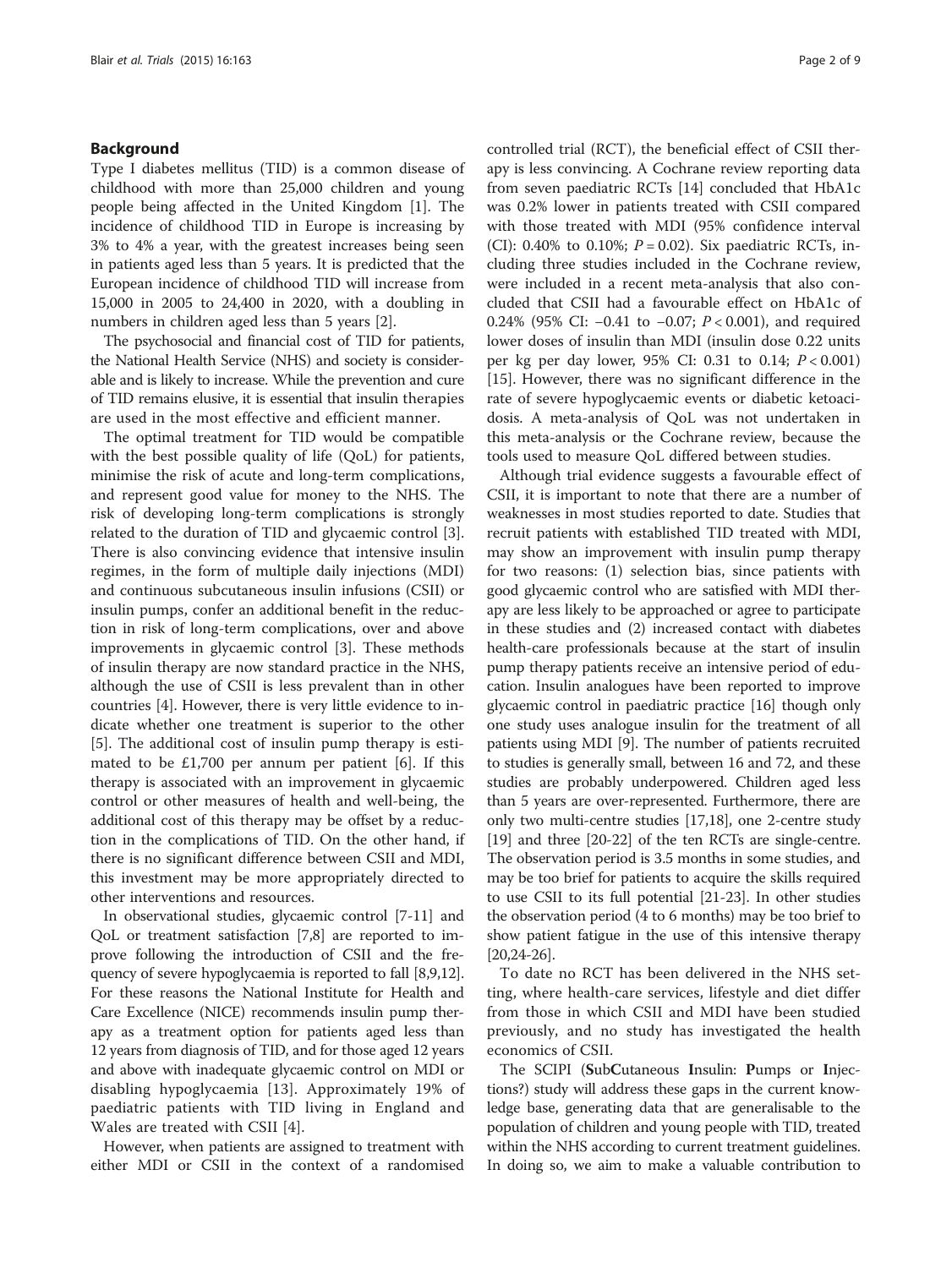## Background

Type I diabetes mellitus (TID) is a common disease of childhood with more than 25,000 children and young people being affected in the United Kingdom [1]. The incidence of childhood TID in Europe is increasing by 3% to 4% a year, with the greatest increases being seen in patients aged less than 5 years. It is predicted that the European incidence of childhood TID will increase from 15,000 in 2005 to 24,400 in 2020, with a doubling in numbers in children aged less than 5 years [2].

The psychosocial and financial cost of TID for patients, the National Health Service (NHS) and society is considerable and is likely to increase. While the prevention and cure of TID remains elusive, it is essential that insulin therapies are used in the most effective and efficient manner.

The optimal treatment for TID would be compatible with the best possible quality of life (QoL) for patients, minimise the risk of acute and long-term complications, and represent good value for money to the NHS. The risk of developing long-term complications is strongly related to the duration of TID and glycaemic control [3]. There is also convincing evidence that intensive insulin regimes, in the form of multiple daily injections (MDI) and continuous subcutaneous insulin infusions (CSII) or insulin pumps, confer an additional benefit in the reduction in risk of long-term complications, over and above improvements in glycaemic control [3]. These methods of insulin therapy are now standard practice in the NHS, although the use of CSII is less prevalent than in other countries [4]. However, there is very little evidence to indicate whether one treatment is superior to the other [5]. The additional cost of insulin pump therapy is estimated to be £1,700 per annum per patient [6]. If this therapy is associated with an improvement in glycaemic control or other measures of health and well-being, the additional cost of this therapy may be offset by a reduction in the complications of TID. On the other hand, if there is no significant difference between CSII and MDI, this investment may be more appropriately directed to other interventions and resources.

In observational studies, glycaemic control [7-11] and QoL or treatment satisfaction [7,8] are reported to improve following the introduction of CSII and the frequency of severe hypoglycaemia is reported to fall [8,9,12]. For these reasons the National Institute for Health and Care Excellence (NICE) recommends insulin pump therapy as a treatment option for patients aged less than 12 years from diagnosis of TID, and for those aged 12 years and above with inadequate glycaemic control on MDI or disabling hypoglycaemia [13]. Approximately 19% of paediatric patients with TID living in England and Wales are treated with CSII [4].

However, when patients are assigned to treatment with either MDI or CSII in the context of a randomised controlled trial (RCT), the beneficial effect of CSII therapy is less convincing. A Cochrane review reporting data from seven paediatric RCTs [14] concluded that HbA1c was 0.2% lower in patients treated with CSII compared with those treated with MDI (95% confidence interval (CI): 0.40% to 0.10%; $P = 0.02$). Six paediatric RCTs, including three studies included in the Cochrane review, were included in a recent meta-analysis that also concluded that CSII had a favourable effect on HbA1c of 0.24% (95% CI: −0.41 to −0.07; $P < 0.001$), and required lower doses of insulin than MDI (insulin dose 0.22 units per kg per day lower, 95% CI: 0.31 to 0.14; $P < 0.001$) [15]. However, there was no significant difference in the rate of severe hypoglycaemic events or diabetic ketoacidosis. A meta-analysis of QoL was not undertaken in this meta-analysis or the Cochrane review, because the tools used to measure QoL differed between studies.

Although trial evidence suggests a favourable effect of CSII, it is important to note that there are a number of weaknesses in most studies reported to date. Studies that recruit patients with established TID treated with MDI, may show an improvement with insulin pump therapy for two reasons: (1) selection bias, since patients with good glycaemic control who are satisfied with MDI therapy are less likely to be approached or agree to participate in these studies and (2) increased contact with diabetes health-care professionals because at the start of insulin pump therapy patients receive an intensive period of education. Insulin analogues have been reported to improve glycaemic control in paediatric practice [16] though only one study uses analogue insulin for the treatment of all patients using MDI [9]. The number of patients recruited to studies is generally small, between 16 and 72, and these studies are probably underpowered. Children aged less than 5 years are over-represented. Furthermore, there are only two multi-centre studies [17,18], one 2-centre study [19] and three [20-22] of the ten RCTs are single-centre. The observation period is 3.5 months in some studies, and may be too brief for patients to acquire the skills required to use CSII to its full potential [21-23]. In other studies the observation period (4 to 6 months) may be too brief to show patient fatigue in the use of this intensive therapy [20,24-26].

To date no RCT has been delivered in the NHS setting, where health-care services, lifestyle and diet differ from those in which CSII and MDI have been studied previously, and no study has investigated the health economics of CSII.

The SCIPI (**S**ub**C**utaneous **I**nsulin: **P**umps or **I**njections?) study will address these gaps in the current knowledge base, generating data that are generalisable to the population of children and young people with TID, treated within the NHS according to current treatment guidelines. In doing so, we aim to make a valuable contribution to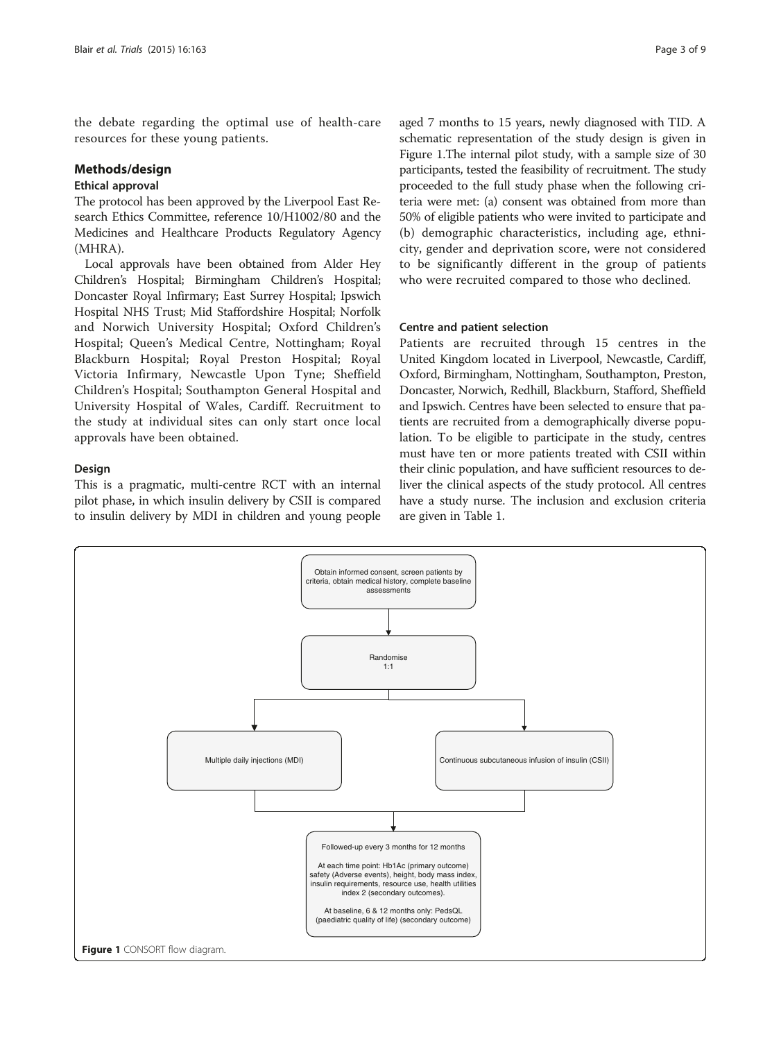the debate regarding the optimal use of health-care resources for these young patients.

## Methods/design

### Ethical approval

The protocol has been approved by the Liverpool East Research Ethics Committee, reference 10/H1002/80 and the Medicines and Healthcare Products Regulatory Agency (MHRA).

Local approvals have been obtained from Alder Hey Children's Hospital; Birmingham Children's Hospital; Doncaster Royal Infirmary; East Surrey Hospital; Ipswich Hospital NHS Trust; Mid Staffordshire Hospital; Norfolk and Norwich University Hospital; Oxford Children's Hospital; Queen's Medical Centre, Nottingham; Royal Blackburn Hospital; Royal Preston Hospital; Royal Victoria Infirmary, Newcastle Upon Tyne; Sheffield Children's Hospital; Southampton General Hospital and University Hospital of Wales, Cardiff. Recruitment to the study at individual sites can only start once local approvals have been obtained.

### Design

This is a pragmatic, multi-centre RCT with an internal pilot phase, in which insulin delivery by CSII is compared to insulin delivery by MDI in children and young people aged 7 months to 15 years, newly diagnosed with TID. A schematic representation of the study design is given in Figure 1.The internal pilot study, with a sample size of 30 participants, tested the feasibility of recruitment. The study proceeded to the full study phase when the following criteria were met: (a) consent was obtained from more than 50% of eligible patients who were invited to participate and (b) demographic characteristics, including age, ethnicity, gender and deprivation score, were not considered to be significantly different in the group of patients who were recruited compared to those who declined.

### Centre and patient selection

Patients are recruited through 15 centres in the United Kingdom located in Liverpool, Newcastle, Cardiff, Oxford, Birmingham, Nottingham, Southampton, Preston, Doncaster, Norwich, Redhill, Blackburn, Stafford, Sheffield and Ipswich. Centres have been selected to ensure that patients are recruited from a demographically diverse population. To be eligible to participate in the study, centres must have ten or more patients treated with CSII within their clinic population, and have sufficient resources to deliver the clinical aspects of the study protocol. All centres have a study nurse. The inclusion and exclusion criteria are given in Table 1.

Obtain informed consent, screen patients by criteria, obtain medical history, complete baseline assessments

↓

Randomise 1:1

↓

Multiple daily injections (MDI) | Continuous subcutaneous infusion of insulin (CSII)

↓

Followed-up every 3 months for 12 months

At each time point: Hb1Ac (primary outcome) safety (Adverse events), height, body mass index, insulin requirements, resource use, health utilities index 2 (secondary outcomes).

At baseline, 6 & 12 months only: PedsQL (paediatric quality of life) (secondary outcome)

**Figure 1** CONSORT flow diagram.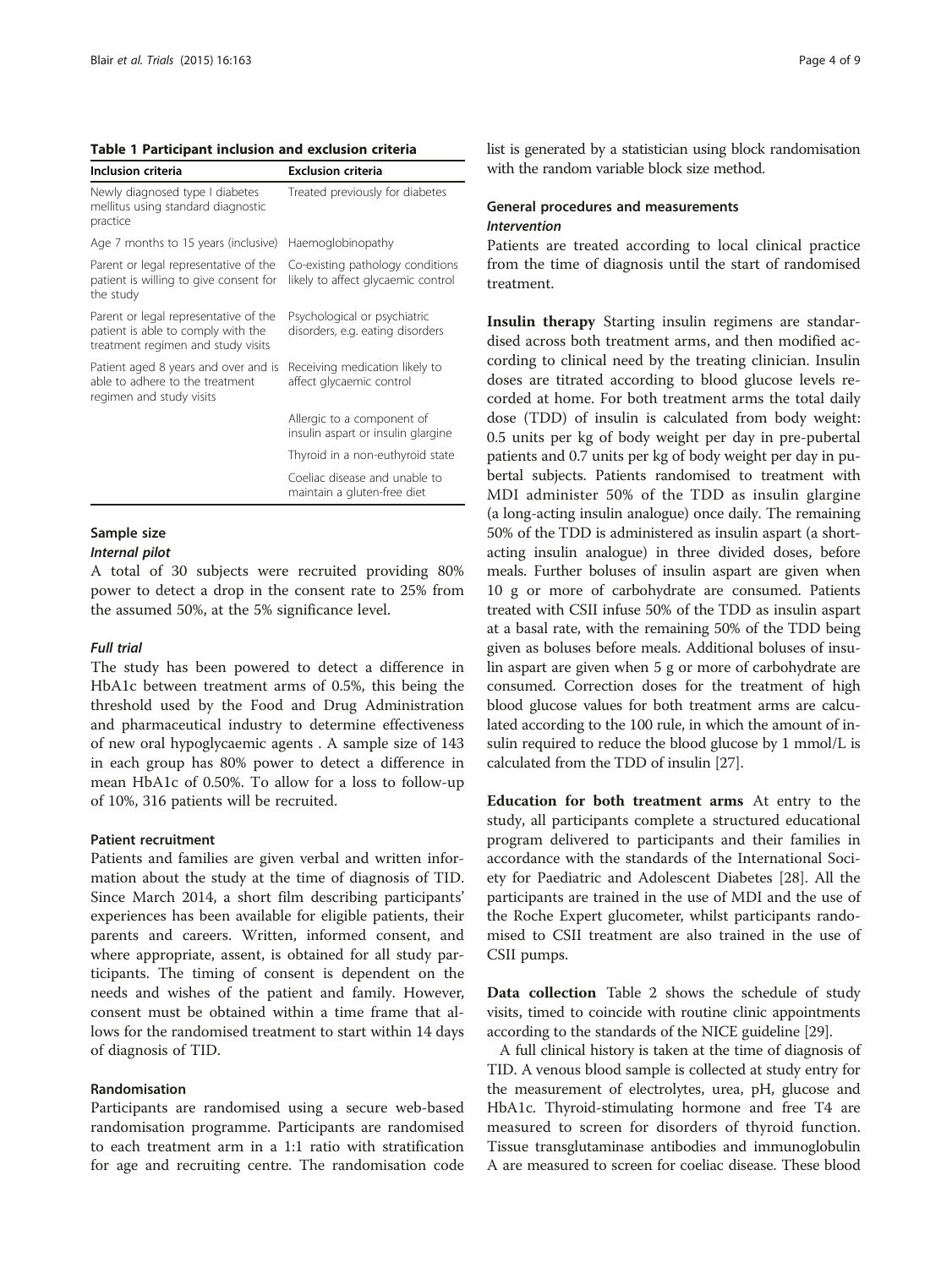**Table 1 Participant inclusion and exclusion criteria**

| Inclusion criteria | Exclusion criteria |
|---|---|
| Newly diagnosed type I diabetes mellitus using standard diagnostic practice | Treated previously for diabetes |
| Age 7 months to 15 years (inclusive) | Haemoglobinopathy |
| Parent or legal representative of the patient is willing to give consent for the study | Co-existing pathology conditions likely to affect glycaemic control |
| Parent or legal representative of the patient is able to comply with the treatment regimen and study visits | Psychological or psychiatric disorders, e.g. eating disorders |
| Patient aged 8 years and over and is able to adhere to the treatment regimen and study visits | Receiving medication likely to affect glycaemic control |
| | Allergic to a component of insulin aspart or insulin glargine |
| | Thyroid in a non-euthyroid state |
| | Coeliac disease and unable to maintain a gluten-free diet |

### Sample size

#### *Internal pilot*

A total of 30 subjects were recruited providing 80% power to detect a drop in the consent rate to 25% from the assumed 50%, at the 5% significance level.

#### *Full trial*

The study has been powered to detect a difference in HbA1c between treatment arms of 0.5%, this being the threshold used by the Food and Drug Administration and pharmaceutical industry to determine effectiveness of new oral hypoglycaemic agents . A sample size of 143 in each group has 80% power to detect a difference in mean HbA1c of 0.50%. To allow for a loss to follow-up of 10%, 316 patients will be recruited.

### Patient recruitment

Patients and families are given verbal and written information about the study at the time of diagnosis of TID. Since March 2014, a short film describing participants' experiences has been available for eligible patients, their parents and careers. Written, informed consent, and where appropriate, assent, is obtained for all study participants. The timing of consent is dependent on the needs and wishes of the patient and family. However, consent must be obtained within a time frame that allows for the randomised treatment to start within 14 days of diagnosis of TID.

### Randomisation

Participants are randomised using a secure web-based randomisation programme. Participants are randomised to each treatment arm in a 1:1 ratio with stratification for age and recruiting centre. The randomisation code list is generated by a statistician using block randomisation with the random variable block size method.

### General procedures and measurements

#### *Intervention*

Patients are treated according to local clinical practice from the time of diagnosis until the start of randomised treatment.

**Insulin therapy** Starting insulin regimens are standardised across both treatment arms, and then modified according to clinical need by the treating clinician. Insulin doses are titrated according to blood glucose levels recorded at home. For both treatment arms the total daily dose (TDD) of insulin is calculated from body weight: 0.5 units per kg of body weight per day in pre-pubertal patients and 0.7 units per kg of body weight per day in pubertal subjects. Patients randomised to treatment with MDI administer 50% of the TDD as insulin glargine (a long-acting insulin analogue) once daily. The remaining 50% of the TDD is administered as insulin aspart (a short-acting insulin analogue) in three divided doses, before meals. Further boluses of insulin aspart are given when 10 g or more of carbohydrate are consumed. Patients treated with CSII infuse 50% of the TDD as insulin aspart at a basal rate, with the remaining 50% of the TDD being given as boluses before meals. Additional boluses of insulin aspart are given when 5 g or more of carbohydrate are consumed. Correction doses for the treatment of high blood glucose values for both treatment arms are calculated according to the 100 rule, in which the amount of insulin required to reduce the blood glucose by 1 mmol/L is calculated from the TDD of insulin [27].

**Education for both treatment arms** At entry to the study, all participants complete a structured educational program delivered to participants and their families in accordance with the standards of the International Society for Paediatric and Adolescent Diabetes [28]. All the participants are trained in the use of MDI and the use of the Roche Expert glucometer, whilst participants randomised to CSII treatment are also trained in the use of CSII pumps.

**Data collection** Table 2 shows the schedule of study visits, timed to coincide with routine clinic appointments according to the standards of the NICE guideline [29].

A full clinical history is taken at the time of diagnosis of TID. A venous blood sample is collected at study entry for the measurement of electrolytes, urea, pH, glucose and HbA1c. Thyroid-stimulating hormone and free T4 are measured to screen for disorders of thyroid function. Tissue transglutaminase antibodies and immunoglobulin A are measured to screen for coeliac disease. These blood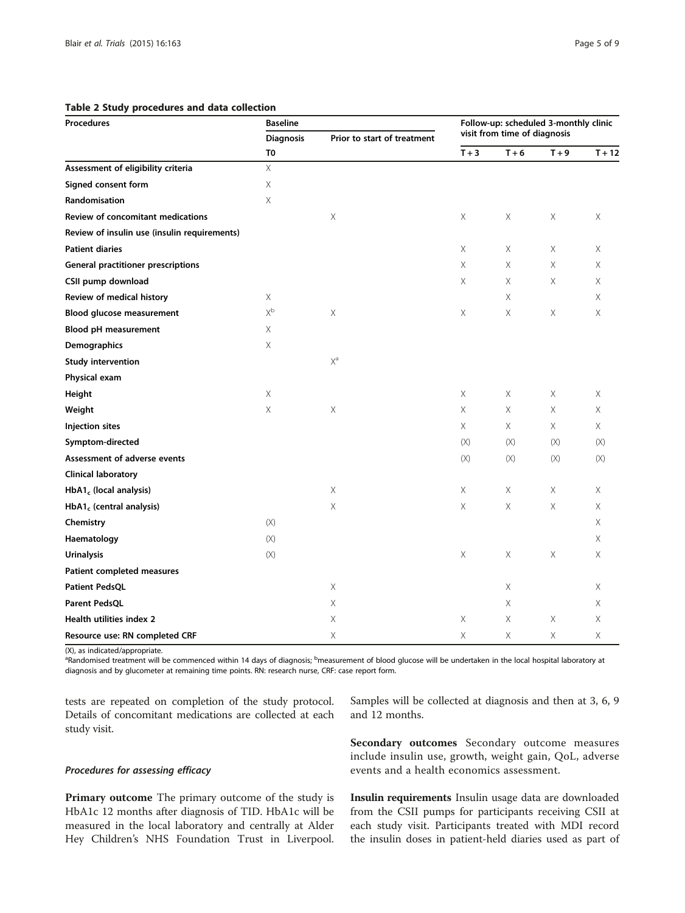**Table 2 Study procedures and data collection**

| Procedures | Baseline | | Follow-up: scheduled 3-monthly clinic visit from time of diagnosis | | | |
|---|---|---|---|---|---|---|
| | Diagnosis | Prior to start of treatment | | | | |
| | T0 | | T + 3 | T + 6 | T + 9 | T + 12 |
| **Assessment of eligibility criteria** | X | | | | | |
| **Signed consent form** | X | | | | | |
| **Randomisation** | X | | | | | |
| **Review of concomitant medications** | | X | X | X | X | X |
| **Review of insulin use (insulin requirements)** | | | | | | |
| **Patient diaries** | | | X | X | X | X |
| **General practitioner prescriptions** | | | X | X | X | X |
| **CSII pump download** | | | X | X | X | X |
| **Review of medical history** | X | | | X | | X |
| **Blood glucose measurement** | X[b] | X | X | X | X | X |
| **Blood pH measurement** | X | | | | | |
| **Demographics** | X | | | | | |
| **Study intervention** | | X[a] | | | | |
| **Physical exam** | | | | | | |
| **Height** | X | | X | X | X | X |
| **Weight** | X | X | X | X | X | X |
| **Injection sites** | | | X | X | X | X |
| **Symptom-directed** | | | (X) | (X) | (X) | (X) |
| **Assessment of adverse events** | | | (X) | (X) | (X) | (X) |
| **Clinical laboratory** | | | | | | |
| **HbA1$_c$ (local analysis)** | | X | X | X | X | X |
| **HbA1$_c$ (central analysis)** | | X | X | X | X | X |
| **Chemistry** | (X) | | | | | X |
| **Haematology** | (X) | | | | | X |
| **Urinalysis** | (X) | | X | X | X | X |
| **Patient completed measures** | | | | | | |
| **Patient PedsQL** | | X | | X | | X |
| **Parent PedsQL** | | X | | X | | X |
| **Health utilities index 2** | | X | X | X | X | X |
| **Resource use: RN completed CRF** | | X | X | X | X | X |

(X), as indicated/appropriate.
[a]Randomised treatment will be commenced within 14 days of diagnosis; [b]measurement of blood glucose will be undertaken in the local hospital laboratory at diagnosis and by glucometer at remaining time points. RN: research nurse, CRF: case report form.

tests are repeated on completion of the study protocol. Details of concomitant medications are collected at each study visit.

#### *Procedures for assessing efficacy*

**Primary outcome** The primary outcome of the study is HbA1c 12 months after diagnosis of TID. HbA1c will be measured in the local laboratory and centrally at Alder Hey Children's NHS Foundation Trust in Liverpool. Samples will be collected at diagnosis and then at 3, 6, 9 and 12 months.

**Secondary outcomes** Secondary outcome measures include insulin use, growth, weight gain, QoL, adverse events and a health economics assessment.

**Insulin requirements** Insulin usage data are downloaded from the CSII pumps for participants receiving CSII at each study visit. Participants treated with MDI record the insulin doses in patient-held diaries used as part of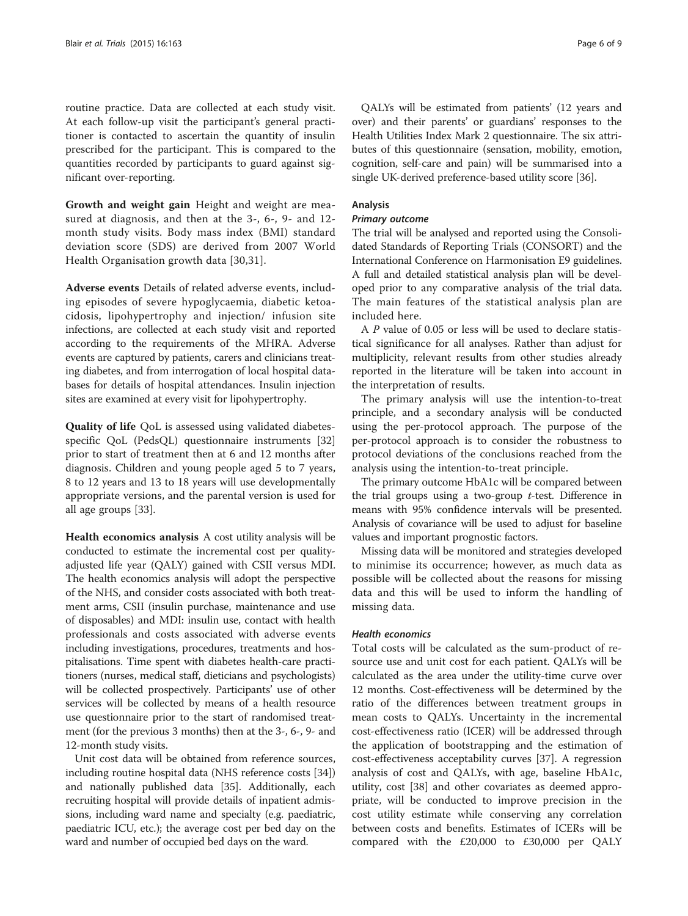routine practice. Data are collected at each study visit. At each follow-up visit the participant's general practitioner is contacted to ascertain the quantity of insulin prescribed for the participant. This is compared to the quantities recorded by participants to guard against significant over-reporting.

**Growth and weight gain** Height and weight are measured at diagnosis, and then at the 3-, 6-, 9- and 12-month study visits. Body mass index (BMI) standard deviation score (SDS) are derived from 2007 World Health Organisation growth data [30,31].

**Adverse events** Details of related adverse events, including episodes of severe hypoglycaemia, diabetic ketoacidosis, lipohypertrophy and injection/ infusion site infections, are collected at each study visit and reported according to the requirements of the MHRA. Adverse events are captured by patients, carers and clinicians treating diabetes, and from interrogation of local hospital databases for details of hospital attendances. Insulin injection sites are examined at every visit for lipohypertrophy.

**Quality of life** QoL is assessed using validated diabetes-specific QoL (PedsQL) questionnaire instruments [32] prior to start of treatment then at 6 and 12 months after diagnosis. Children and young people aged 5 to 7 years, 8 to 12 years and 13 to 18 years will use developmentally appropriate versions, and the parental version is used for all age groups [33].

**Health economics analysis** A cost utility analysis will be conducted to estimate the incremental cost per quality-adjusted life year (QALY) gained with CSII versus MDI. The health economics analysis will adopt the perspective of the NHS, and consider costs associated with both treatment arms, CSII (insulin purchase, maintenance and use of disposables) and MDI: insulin use, contact with health professionals and costs associated with adverse events including investigations, procedures, treatments and hospitalisations. Time spent with diabetes health-care practitioners (nurses, medical staff, dieticians and psychologists) will be collected prospectively. Participants' use of other services will be collected by means of a health resource use questionnaire prior to the start of randomised treatment (for the previous 3 months) then at the 3-, 6-, 9- and 12-month study visits.

Unit cost data will be obtained from reference sources, including routine hospital data (NHS reference costs [34]) and nationally published data [35]. Additionally, each recruiting hospital will provide details of inpatient admissions, including ward name and specialty (e.g. paediatric, paediatric ICU, etc.); the average cost per bed day on the ward and number of occupied bed days on the ward.

QALYs will be estimated from patients' (12 years and over) and their parents' or guardians' responses to the Health Utilities Index Mark 2 questionnaire. The six attributes of this questionnaire (sensation, mobility, emotion, cognition, self-care and pain) will be summarised into a single UK-derived preference-based utility score [36].

## Analysis

### *Primary outcome*

The trial will be analysed and reported using the Consolidated Standards of Reporting Trials (CONSORT) and the International Conference on Harmonisation E9 guidelines. A full and detailed statistical analysis plan will be developed prior to any comparative analysis of the trial data. The main features of the statistical analysis plan are included here.

A *P* value of 0.05 or less will be used to declare statistical significance for all analyses. Rather than adjust for multiplicity, relevant results from other studies already reported in the literature will be taken into account in the interpretation of results.

The primary analysis will use the intention-to-treat principle, and a secondary analysis will be conducted using the per-protocol approach. The purpose of the per-protocol approach is to consider the robustness to protocol deviations of the conclusions reached from the analysis using the intention-to-treat principle.

The primary outcome HbA1c will be compared between the trial groups using a two-group *t*-test. Difference in means with 95% confidence intervals will be presented. Analysis of covariance will be used to adjust for baseline values and important prognostic factors.

Missing data will be monitored and strategies developed to minimise its occurrence; however, as much data as possible will be collected about the reasons for missing data and this will be used to inform the handling of missing data.

### *Health economics*

Total costs will be calculated as the sum-product of resource use and unit cost for each patient. QALYs will be calculated as the area under the utility-time curve over 12 months. Cost-effectiveness will be determined by the ratio of the differences between treatment groups in mean costs to QALYs. Uncertainty in the incremental cost-effectiveness ratio (ICER) will be addressed through the application of bootstrapping and the estimation of cost-effectiveness acceptability curves [37]. A regression analysis of cost and QALYs, with age, baseline HbA1c, utility, cost [38] and other covariates as deemed appropriate, will be conducted to improve precision in the cost utility estimate while conserving any correlation between costs and benefits. Estimates of ICERs will be compared with the £20,000 to £30,000 per QALY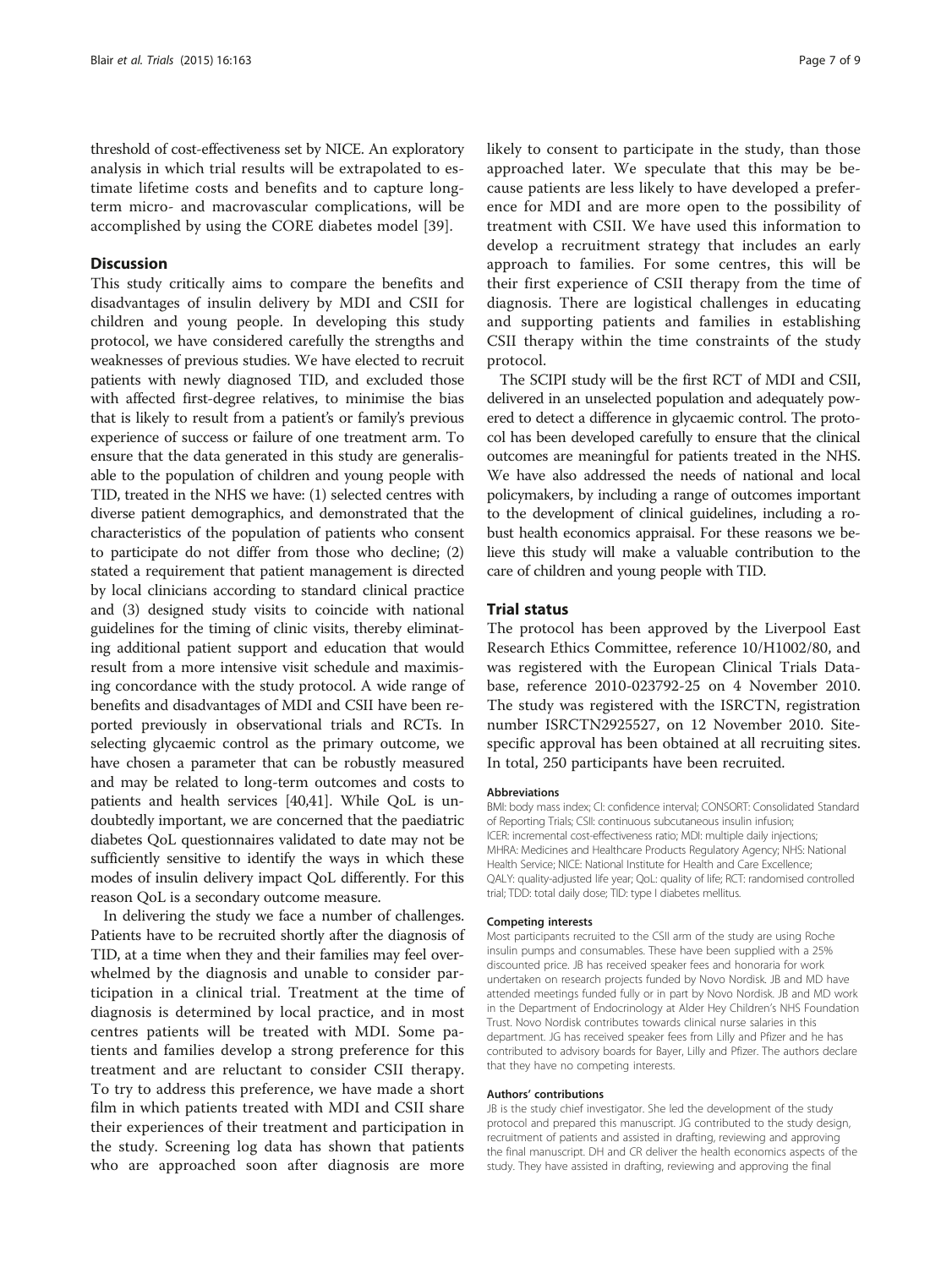threshold of cost-effectiveness set by NICE. An exploratory analysis in which trial results will be extrapolated to estimate lifetime costs and benefits and to capture long-term micro- and macrovascular complications, will be accomplished by using the CORE diabetes model [39].

## Discussion

This study critically aims to compare the benefits and disadvantages of insulin delivery by MDI and CSII for children and young people. In developing this study protocol, we have considered carefully the strengths and weaknesses of previous studies. We have elected to recruit patients with newly diagnosed TID, and excluded those with affected first-degree relatives, to minimise the bias that is likely to result from a patient's or family's previous experience of success or failure of one treatment arm. To ensure that the data generated in this study are generalisable to the population of children and young people with TID, treated in the NHS we have: (1) selected centres with diverse patient demographics, and demonstrated that the characteristics of the population of patients who consent to participate do not differ from those who decline; (2) stated a requirement that patient management is directed by local clinicians according to standard clinical practice and (3) designed study visits to coincide with national guidelines for the timing of clinic visits, thereby eliminating additional patient support and education that would result from a more intensive visit schedule and maximising concordance with the study protocol. A wide range of benefits and disadvantages of MDI and CSII have been reported previously in observational trials and RCTs. In selecting glycaemic control as the primary outcome, we have chosen a parameter that can be robustly measured and may be related to long-term outcomes and costs to patients and health services [40,41]. While QoL is undoubtedly important, we are concerned that the paediatric diabetes QoL questionnaires validated to date may not be sufficiently sensitive to identify the ways in which these modes of insulin delivery impact QoL differently. For this reason QoL is a secondary outcome measure.

In delivering the study we face a number of challenges. Patients have to be recruited shortly after the diagnosis of TID, at a time when they and their families may feel overwhelmed by the diagnosis and unable to consider participation in a clinical trial. Treatment at the time of diagnosis is determined by local practice, and in most centres patients will be treated with MDI. Some patients and families develop a strong preference for this treatment and are reluctant to consider CSII therapy. To try to address this preference, we have made a short film in which patients treated with MDI and CSII share their experiences of their treatment and participation in the study. Screening log data has shown that patients who are approached soon after diagnosis are more likely to consent to participate in the study, than those approached later. We speculate that this may be because patients are less likely to have developed a preference for MDI and are more open to the possibility of treatment with CSII. We have used this information to develop a recruitment strategy that includes an early approach to families. For some centres, this will be their first experience of CSII therapy from the time of diagnosis. There are logistical challenges in educating and supporting patients and families in establishing CSII therapy within the time constraints of the study protocol.

The SCIPI study will be the first RCT of MDI and CSII, delivered in an unselected population and adequately powered to detect a difference in glycaemic control. The protocol has been developed carefully to ensure that the clinical outcomes are meaningful for patients treated in the NHS. We have also addressed the needs of national and local policymakers, by including a range of outcomes important to the development of clinical guidelines, including a robust health economics appraisal. For these reasons we believe this study will make a valuable contribution to the care of children and young people with TID.

## Trial status

The protocol has been approved by the Liverpool East Research Ethics Committee, reference 10/H1002/80, and was registered with the European Clinical Trials Database, reference 2010-023792-25 on 4 November 2010. The study was registered with the ISRCTN, registration number ISRCTN2925527, on 12 November 2010. Site-specific approval has been obtained at all recruiting sites. In total, 250 participants have been recruited.

### Abbreviations

BMI: body mass index; CI: confidence interval; CONSORT: Consolidated Standard of Reporting Trials; CSII: continuous subcutaneous insulin infusion; ICER: incremental cost-effectiveness ratio; MDI: multiple daily injections; MHRA: Medicines and Healthcare Products Regulatory Agency; NHS: National Health Service; NICE: National Institute for Health and Care Excellence; QALY: quality-adjusted life year; QoL: quality of life; RCT: randomised controlled trial; TDD: total daily dose; TID: type I diabetes mellitus.

### Competing interests

Most participants recruited to the CSII arm of the study are using Roche insulin pumps and consumables. These have been supplied with a 25% discounted price. JB has received speaker fees and honoraria for work undertaken on research projects funded by Novo Nordisk. JB and MD have attended meetings funded fully or in part by Novo Nordisk. JB and MD work in the Department of Endocrinology at Alder Hey Children's NHS Foundation Trust. Novo Nordisk contributes towards clinical nurse salaries in this department. JG has received speaker fees from Lilly and Pfizer and he has contributed to advisory boards for Bayer, Lilly and Pfizer. The authors declare that they have no competing interests.

### Authors' contributions

JB is the study chief investigator. She led the development of the study protocol and prepared this manuscript. JG contributed to the study design, recruitment of patients and assisted in drafting, reviewing and approving the final manuscript. DH and CR deliver the health economics aspects of the study. They have assisted in drafting, reviewing and approving the final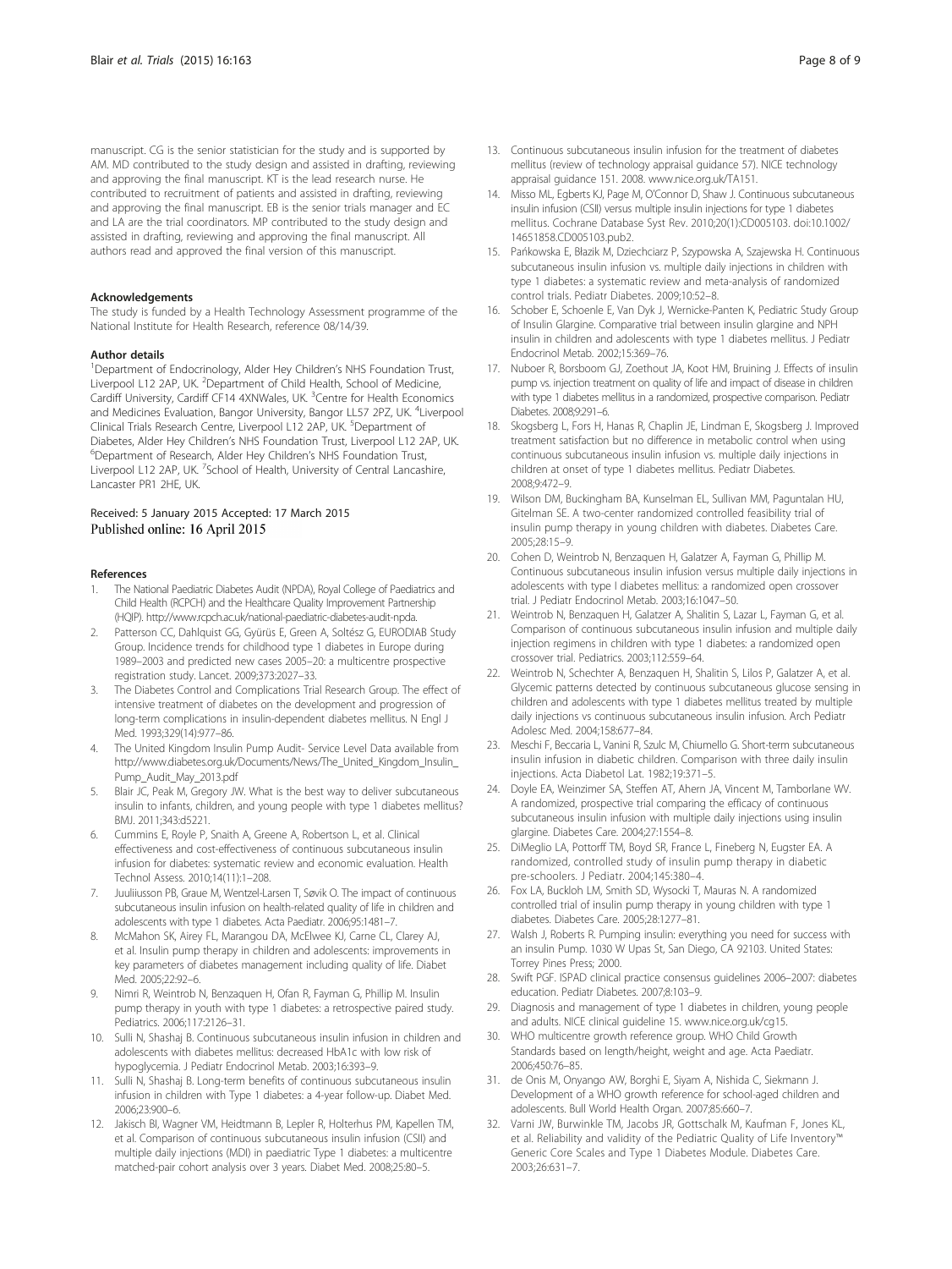manuscript. CG is the senior statistician for the study and is supported by AM. MD contributed to the study design and assisted in drafting, reviewing and approving the final manuscript. KT is the lead research nurse. He contributed to recruitment of patients and assisted in drafting, reviewing and approving the final manuscript. EB is the senior trials manager and EC and LA are the trial coordinators. MP contributed to the study design and assisted in drafting, reviewing and approving the final manuscript. All authors read and approved the final version of this manuscript.

#### Acknowledgements

The study is funded by a Health Technology Assessment programme of the National Institute for Health Research, reference 08/14/39.

#### Author details

[1]Department of Endocrinology, Alder Hey Children's NHS Foundation Trust, Liverpool L12 2AP, UK. [2]Department of Child Health, School of Medicine, Cardiff University, Cardiff CF14 4XNWales, UK. [3]Centre for Health Economics and Medicines Evaluation, Bangor University, Bangor LL57 2PZ, UK. [4]Liverpool Clinical Trials Research Centre, Liverpool L12 2AP, UK. [5]Department of Diabetes, Alder Hey Children's NHS Foundation Trust, Liverpool L12 2AP, UK. [6]Department of Research, Alder Hey Children's NHS Foundation Trust, Liverpool L12 2AP, UK. [7]School of Health, University of Central Lancashire, Lancaster PR1 2HE, UK.

Received: 5 January 2015 Accepted: 17 March 2015
Published online: 16 April 2015

#### References

1. The National Paediatric Diabetes Audit (NPDA), Royal College of Paediatrics and Child Health (RCPCH) and the Healthcare Quality Improvement Partnership (HQIP). http://www.rcpch.ac.uk/national-paediatric-diabetes-audit-npda.
2. Patterson CC, Dahlquist GG, Gyürüs E, Green A, Soltész G, EURODIAB Study Group. Incidence trends for childhood type 1 diabetes in Europe during 1989–2003 and predicted new cases 2005–20: a multicentre prospective registration study. Lancet. 2009;373:2027–33.
3. The Diabetes Control and Complications Trial Research Group. The effect of intensive treatment of diabetes on the development and progression of long-term complications in insulin-dependent diabetes mellitus. N Engl J Med. 1993;329(14):977–86.
4. The United Kingdom Insulin Pump Audit- Service Level Data available from http://www.diabetes.org.uk/Documents/News/The_United_Kingdom_Insulin_Pump_Audit_May_2013.pdf
5. Blair JC, Peak M, Gregory JW. What is the best way to deliver subcutaneous insulin to infants, children, and young people with type 1 diabetes mellitus? BMJ. 2011;343:d5221.
6. Cummins E, Royle P, Snaith A, Greene A, Robertson L, et al. Clinical effectiveness and cost-effectiveness of continuous subcutaneous insulin infusion for diabetes: systematic review and economic evaluation. Health Technol Assess. 2010;14(11):1–208.
7. Juuliiusson PB, Graue M, Wentzel-Larsen T, Søvik O. The impact of continuous subcutaneous insulin infusion on health-related quality of life in children and adolescents with type 1 diabetes. Acta Paediatr. 2006;95:1481–7.
8. McMahon SK, Airey FL, Marangou DA, McElwee KJ, Carne CL, Clarey AJ, et al. Insulin pump therapy in children and adolescents: improvements in key parameters of diabetes management including quality of life. Diabet Med. 2005;22:92–6.
9. Nimri R, Weintrob N, Benzaquen H, Ofan R, Fayman G, Phillip M. Insulin pump therapy in youth with type 1 diabetes: a retrospective paired study. Pediatrics. 2006;117:2126–31.
10. Sulli N, Shashaj B. Continuous subcutaneous insulin infusion in children and adolescents with diabetes mellitus: decreased HbA1c with low risk of hypoglycemia. J Pediatr Endocrinol Metab. 2003;16:393–9.
11. Sulli N, Shashaj B. Long-term benefits of continuous subcutaneous insulin infusion in children with Type 1 diabetes: a 4-year follow-up. Diabet Med. 2006;23:900–6.
12. Jakisch BI, Wagner VM, Heidtmann B, Lepler R, Holterhus PM, Kapellen TM, et al. Comparison of continuous subcutaneous insulin infusion (CSII) and multiple daily injections (MDI) in paediatric Type 1 diabetes: a multicentre matched-pair cohort analysis over 3 years. Diabet Med. 2008;25:80–5.
13. Continuous subcutaneous insulin infusion for the treatment of diabetes mellitus (review of technology appraisal guidance 57). NICE technology appraisal guidance 151. 2008. www.nice.org.uk/TA151.
14. Misso ML, Egberts KJ, Page M, O'Connor D, Shaw J. Continuous subcutaneous insulin infusion (CSII) versus multiple insulin injections for type 1 diabetes mellitus. Cochrane Database Syst Rev. 2010;20(1):CD005103. doi:10.1002/14651858.CD005103.pub2.
15. Pańkowska E, Błazik M, Dziechciarz P, Szypowska A, Szajewska H. Continuous subcutaneous insulin infusion vs. multiple daily injections in children with type 1 diabetes: a systematic review and meta-analysis of randomized control trials. Pediatr Diabetes. 2009;10:52–8.
16. Schober E, Schoenle E, Van Dyk J, Wernicke-Panten K, Pediatric Study Group of Insulin Glargine. Comparative trial between insulin glargine and NPH insulin in children and adolescents with type 1 diabetes mellitus. J Pediatr Endocrinol Metab. 2002;15:369–76.
17. Nuboer R, Borsboom GJ, Zoethout JA, Koot HM, Bruining J. Effects of insulin pump vs. injection treatment on quality of life and impact of disease in children with type 1 diabetes mellitus in a randomized, prospective comparison. Pediatr Diabetes. 2008;9:291–6.
18. Skogsberg L, Fors H, Hanas R, Chaplin JE, Lindman E, Skogsberg J. Improved treatment satisfaction but no difference in metabolic control when using continuous subcutaneous insulin infusion vs. multiple daily injections in children at onset of type 1 diabetes mellitus. Pediatr Diabetes. 2008;9:472–9.
19. Wilson DM, Buckingham BA, Kunselman EL, Sullivan MM, Paguntalan HU, Gitelman SE. A two-center randomized controlled feasibility trial of insulin pump therapy in young children with diabetes. Diabetes Care. 2005;28:15–9.
20. Cohen D, Weintrob N, Benzaquen H, Galatzer A, Fayman G, Phillip M. Continuous subcutaneous insulin infusion versus multiple daily injections in adolescents with type I diabetes mellitus: a randomized open crossover trial. J Pediatr Endocrinol Metab. 2003;16:1047–50.
21. Weintrob N, Benzaquen H, Galatzer A, Shalitin S, Lazar L, Fayman G, et al. Comparison of continuous subcutaneous insulin infusion and multiple daily injection regimens in children with type 1 diabetes: a randomized open crossover trial. Pediatrics. 2003;112:559–64.
22. Weintrob N, Schechter A, Benzaquen H, Shalitin S, Lilos P, Galatzer A, et al. Glycemic patterns detected by continuous subcutaneous glucose sensing in children and adolescents with type 1 diabetes mellitus treated by multiple daily injections vs continuous subcutaneous insulin infusion. Arch Pediatr Adolesc Med. 2004;158:677–84.
23. Meschi F, Beccaria L, Vanini R, Szulc M, Chiumello G. Short-term subcutaneous insulin infusion in diabetic children. Comparison with three daily insulin injections. Acta Diabetol Lat. 1982;19:371–5.
24. Doyle EA, Weinzimer SA, Steffen AT, Ahern JA, Vincent M, Tamborlane WV. A randomized, prospective trial comparing the efficacy of continuous subcutaneous insulin infusion with multiple daily injections using insulin glargine. Diabetes Care. 2004;27:1554–8.
25. DiMeglio LA, Pottorff TM, Boyd SR, France L, Fineberg N, Eugster EA. A randomized, controlled study of insulin pump therapy in diabetic pre-schoolers. J Pediatr. 2004;145:380–4.
26. Fox LA, Buckloh LM, Smith SD, Wysocki T, Mauras N. A randomized controlled trial of insulin pump therapy in young children with type 1 diabetes. Diabetes Care. 2005;28:1277–81.
27. Walsh J, Roberts R. Pumping insulin: everything you need for success with an insulin Pump. 1030 W Upas St, San Diego, CA 92103. United States: Torrey Pines Press; 2000.
28. Swift PGF. ISPAD clinical practice consensus guidelines 2006–2007: diabetes education. Pediatr Diabetes. 2007;8:103–9.
29. Diagnosis and management of type 1 diabetes in children, young people and adults. NICE clinical guideline 15. www.nice.org.uk/cg15.
30. WHO multicentre growth reference group. WHO Child Growth Standards based on length/height, weight and age. Acta Paediatr. 2006;450:76–85.
31. de Onis M, Onyango AW, Borghi E, Siyam A, Nishida C, Siekmann J. Development of a WHO growth reference for school-aged children and adolescents. Bull World Health Organ. 2007;85:660–7.
32. Varni JW, Burwinkle TM, Jacobs JR, Gottschalk M, Kaufman F, Jones KL, et al. Reliability and validity of the Pediatric Quality of Life Inventory™ Generic Core Scales and Type 1 Diabetes Module. Diabetes Care. 2003;26:631–7.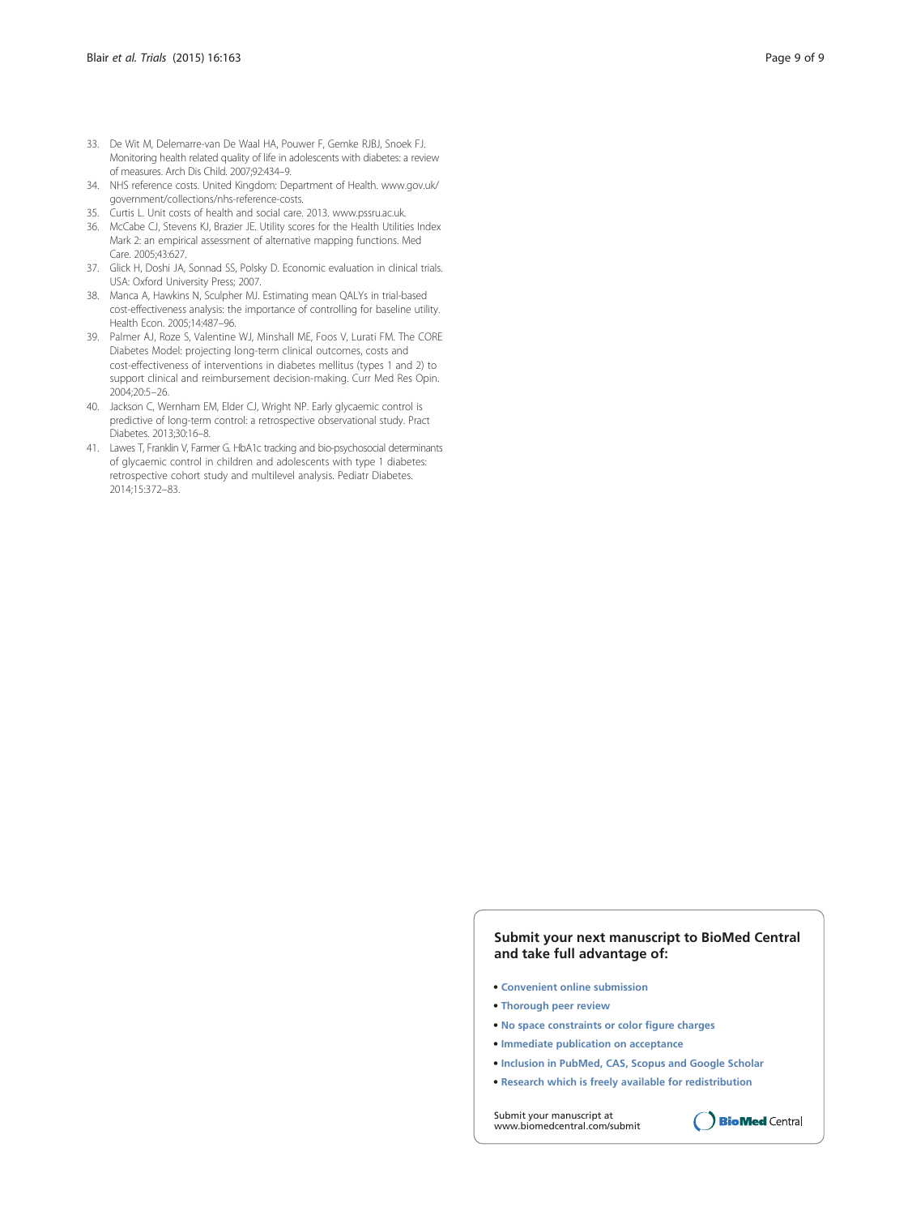33. De Wit M, Delemarre-van De Waal HA, Pouwer F, Gemke RJBJ, Snoek FJ. Monitoring health related quality of life in adolescents with diabetes: a review of measures. Arch Dis Child. 2007;92:434–9.
34. NHS reference costs. United Kingdom: Department of Health. www.gov.uk/government/collections/nhs-reference-costs.
35. Curtis L. Unit costs of health and social care. 2013. www.pssru.ac.uk.
36. McCabe CJ, Stevens KJ, Brazier JE. Utility scores for the Health Utilities Index Mark 2: an empirical assessment of alternative mapping functions. Med Care. 2005;43:627.
37. Glick H, Doshi JA, Sonnad SS, Polsky D. Economic evaluation in clinical trials. USA: Oxford University Press; 2007.
38. Manca A, Hawkins N, Sculpher MJ. Estimating mean QALYs in trial-based cost-effectiveness analysis: the importance of controlling for baseline utility. Health Econ. 2005;14:487–96.
39. Palmer AJ, Roze S, Valentine WJ, Minshall ME, Foos V, Lurati FM. The CORE Diabetes Model: projecting long-term clinical outcomes, costs and cost-effectiveness of interventions in diabetes mellitus (types 1 and 2) to support clinical and reimbursement decision-making. Curr Med Res Opin. 2004;20:5–26.
40. Jackson C, Wernham EM, Elder CJ, Wright NP. Early glycaemic control is predictive of long-term control: a retrospective observational study. Pract Diabetes. 2013;30:16–8.
41. Lawes T, Franklin V, Farmer G. HbA1c tracking and bio-psychosocial determinants of glycaemic control in children and adolescents with type 1 diabetes: retrospective cohort study and multilevel analysis. Pediatr Diabetes. 2014;15:372–83.

**Submit your next manuscript to BioMed Central and take full advantage of:**

- **Convenient online submission**
- **Thorough peer review**
- **No space constraints or color figure charges**
- **Immediate publication on acceptance**
- **Inclusion in PubMed, CAS, Scopus and Google Scholar**
- **Research which is freely available for redistribution**

Submit your manuscript at
www.biomedcentral.com/submit

BioMed Central